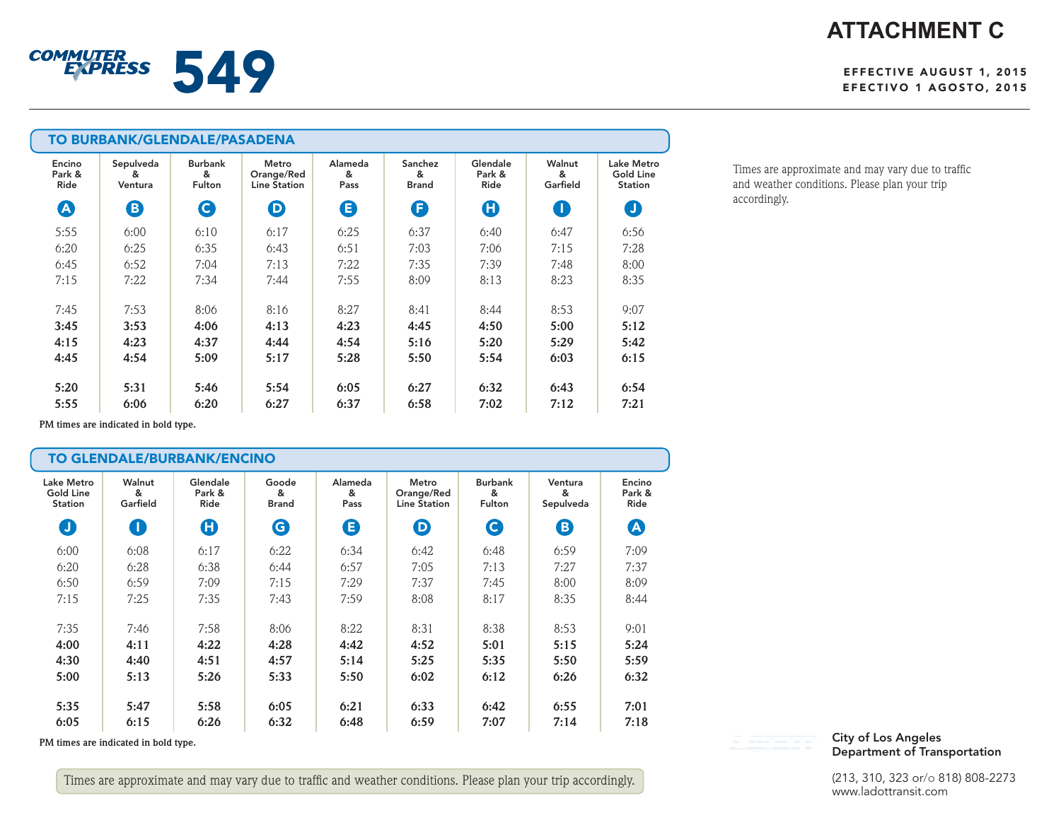# ATTACHMENT C

**COMMUTER EXPRESS 549**

EFFECTIVE AUGUST 1, 2015
EFECTIVO 1 AGOSTO, 2015

## TO BURBANK/GLENDALE/PASADENA

| Encino Park & Ride (A) | Sepulveda & Ventura (B) | Burbank & Fulton (C) | Metro Orange/Red Line Station (D) | Alameda & Pass (E) | Sanchez & Brand (F) | Glendale Park & Ride (H) | Walnut & Garfield (I) | Lake Metro Gold Line Station (J) |
|---|---|---|---|---|---|---|---|---|
| 5:55 | 6:00 | 6:10 | 6:17 | 6:25 | 6:37 | 6:40 | 6:47 | 6:56 |
| 6:20 | 6:25 | 6:35 | 6:43 | 6:51 | 7:03 | 7:06 | 7:15 | 7:28 |
| 6:45 | 6:52 | 7:04 | 7:13 | 7:22 | 7:35 | 7:39 | 7:48 | 8:00 |
| 7:15 | 7:22 | 7:34 | 7:44 | 7:55 | 8:09 | 8:13 | 8:23 | 8:35 |
| 7:45 | 7:53 | 8:06 | 8:16 | 8:27 | 8:41 | 8:44 | 8:53 | 9:07 |
| **3:45** | **3:53** | **4:06** | **4:13** | **4:23** | **4:45** | **4:50** | **5:00** | **5:12** |
| **4:15** | **4:23** | **4:37** | **4:44** | **4:54** | **5:16** | **5:20** | **5:29** | **5:42** |
| **4:45** | **4:54** | **5:09** | **5:17** | **5:28** | **5:50** | **5:54** | **6:03** | **6:15** |
| **5:20** | **5:31** | **5:46** | **5:54** | **6:05** | **6:27** | **6:32** | **6:43** | **6:54** |
| **5:55** | **6:06** | **6:20** | **6:27** | **6:37** | **6:58** | **7:02** | **7:12** | **7:21** |

PM times are indicated in bold type.

Times are approximate and may vary due to traffic and weather conditions. Please plan your trip accordingly.

## TO GLENDALE/BURBANK/ENCINO

| Lake Metro Gold Line Station (J) | Walnut & Garfield (I) | Glendale Park & Ride (H) | Goode & Brand (G) | Alameda & Pass (E) | Metro Orange/Red Line Station (D) | Burbank & Fulton (C) | Ventura & Sepulveda (B) | Encino Park & Ride (A) |
|---|---|---|---|---|---|---|---|---|
| 6:00 | 6:08 | 6:17 | 6:22 | 6:34 | 6:42 | 6:48 | 6:59 | 7:09 |
| 6:20 | 6:28 | 6:38 | 6:44 | 6:57 | 7:05 | 7:13 | 7:27 | 7:37 |
| 6:50 | 6:59 | 7:09 | 7:15 | 7:29 | 7:37 | 7:45 | 8:00 | 8:09 |
| 7:15 | 7:25 | 7:35 | 7:43 | 7:59 | 8:08 | 8:17 | 8:35 | 8:44 |
| 7:35 | 7:46 | 7:58 | 8:06 | 8:22 | 8:31 | 8:38 | 8:53 | 9:01 |
| **4:00** | **4:11** | **4:22** | **4:28** | **4:42** | **4:52** | **5:01** | **5:15** | **5:24** |
| **4:30** | **4:40** | **4:51** | **4:57** | **5:14** | **5:25** | **5:35** | **5:50** | **5:59** |
| **5:00** | **5:13** | **5:26** | **5:33** | **5:50** | **6:02** | **6:12** | **6:26** | **6:32** |
| **5:35** | **5:47** | **5:58** | **6:05** | **6:21** | **6:33** | **6:42** | **6:55** | **7:01** |
| **6:05** | **6:15** | **6:26** | **6:32** | **6:48** | **6:59** | **7:07** | **7:14** | **7:18** |

PM times are indicated in bold type.

Times are approximate and may vary due to traffic and weather conditions. Please plan your trip accordingly.

**City of Los Angeles**
**Department of Transportation**

(213, 310, 323 or/o 818) 808-2273
www.ladottransit.com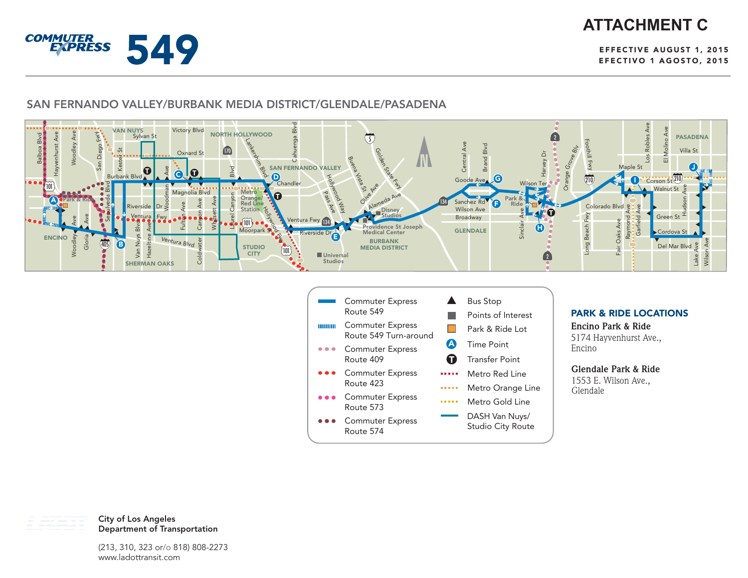# COMMUTER EXPRESS 549

**ATTACHMENT C**

**EFFECTIVE AUGUST 1, 2015**
**EFECTIVO 1 AGOSTO, 2015**

## SAN FERNANDO VALLEY/BURBANK MEDIA DISTRICT/GLENDALE/PASADENA

| Legend | |
|---|---|
| Commuter Express Route 549 | Bus Stop |
| Commuter Express Route 549 Turn-around | Points of Interest |
| Commuter Express Route 409 | Park & Ride Lot |
| Commuter Express Route 423 | Time Point |
| Commuter Express Route 573 | Transfer Point |
| Commuter Express Route 574 | Metro Red Line |
| | Metro Orange Line |
| | Metro Gold Line |
| | DASH Van Nuys/ Studio City Route |

## PARK & RIDE LOCATIONS

**Encino Park & Ride**
5174 Hayvenhurst Ave.,
Encino

**Glendale Park & Ride**
1553 E. Wilson Ave.,
Glendale

City of Los Angeles
Department of Transportation

(213, 310, 323 or/o 818) 808-2273
www.ladottransit.com